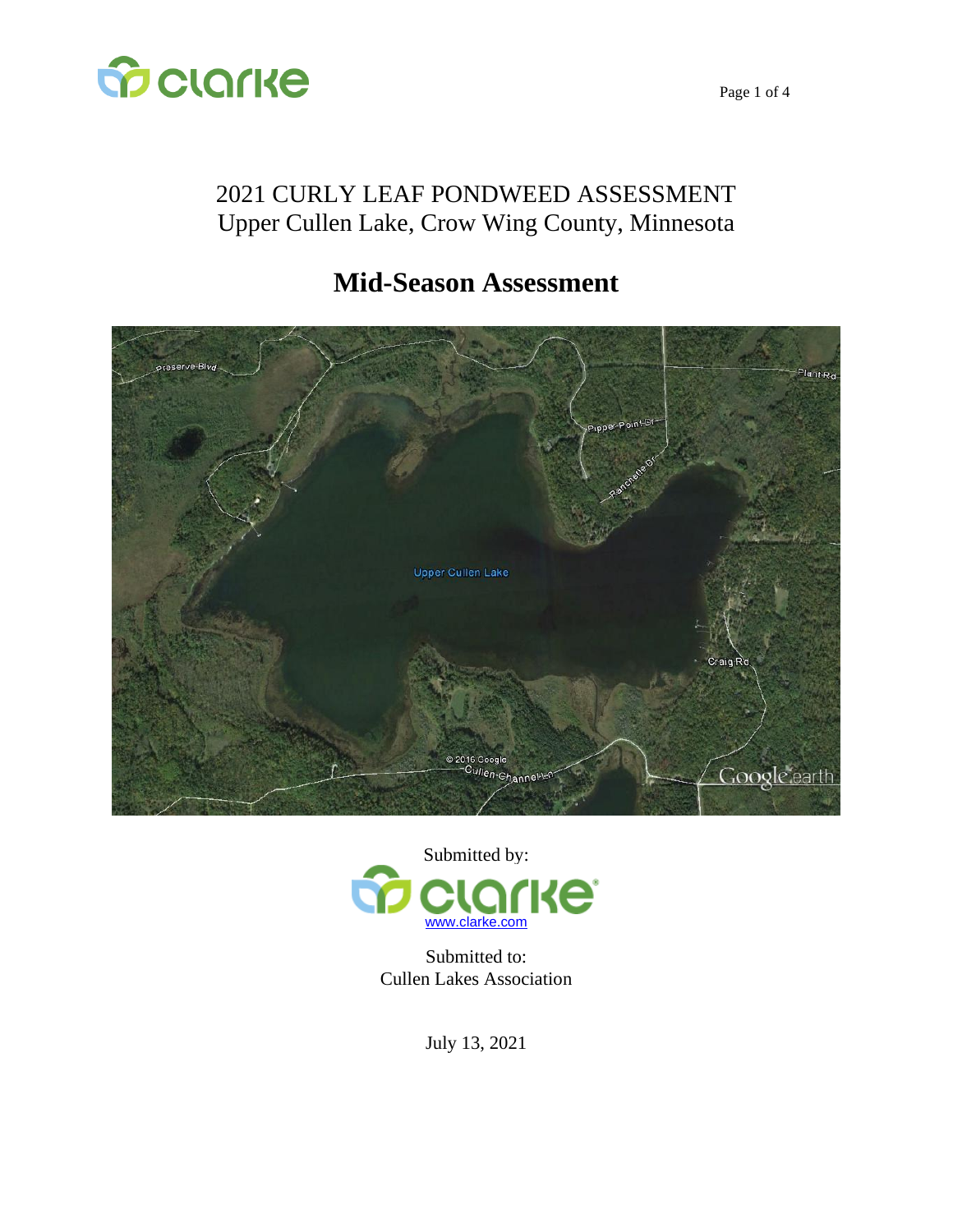# 2021 CURLY LEAF PONDWEED ASSESSMENT
Upper Cullen Lake, Crow Wing County, Minnesota

## Mid-Season Assessment

Submitted by:

www.clarke.com

Submitted to:
Cullen Lakes Association

July 13, 2021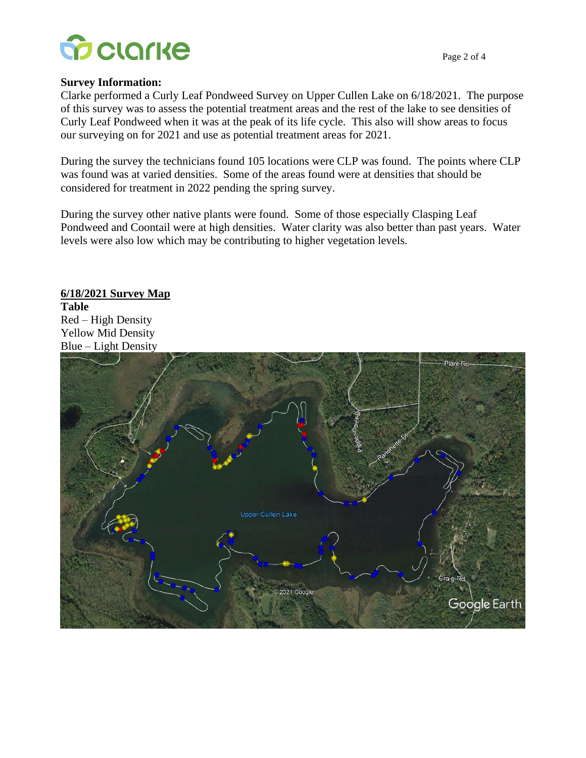**Survey Information:**

Clarke performed a Curly Leaf Pondweed Survey on Upper Cullen Lake on 6/18/2021. The purpose of this survey was to assess the potential treatment areas and the rest of the lake to see densities of Curly Leaf Pondweed when it was at the peak of its life cycle. This also will show areas to focus our surveying on for 2021 and use as potential treatment areas for 2021.

During the survey the technicians found 105 locations were CLP was found. The points where CLP was found was at varied densities. Some of the areas found were at densities that should be considered for treatment in 2022 pending the spring survey.

During the survey other native plants were found. Some of those especially Clasping Leaf Pondweed and Coontail were at high densities. Water clarity was also better than past years. Water levels were also low which may be contributing to higher vegetation levels.

**<u>6/18/2021 Survey Map</u>**

**Table**

Red – High Density

Yellow Mid Density

Blue – Light Density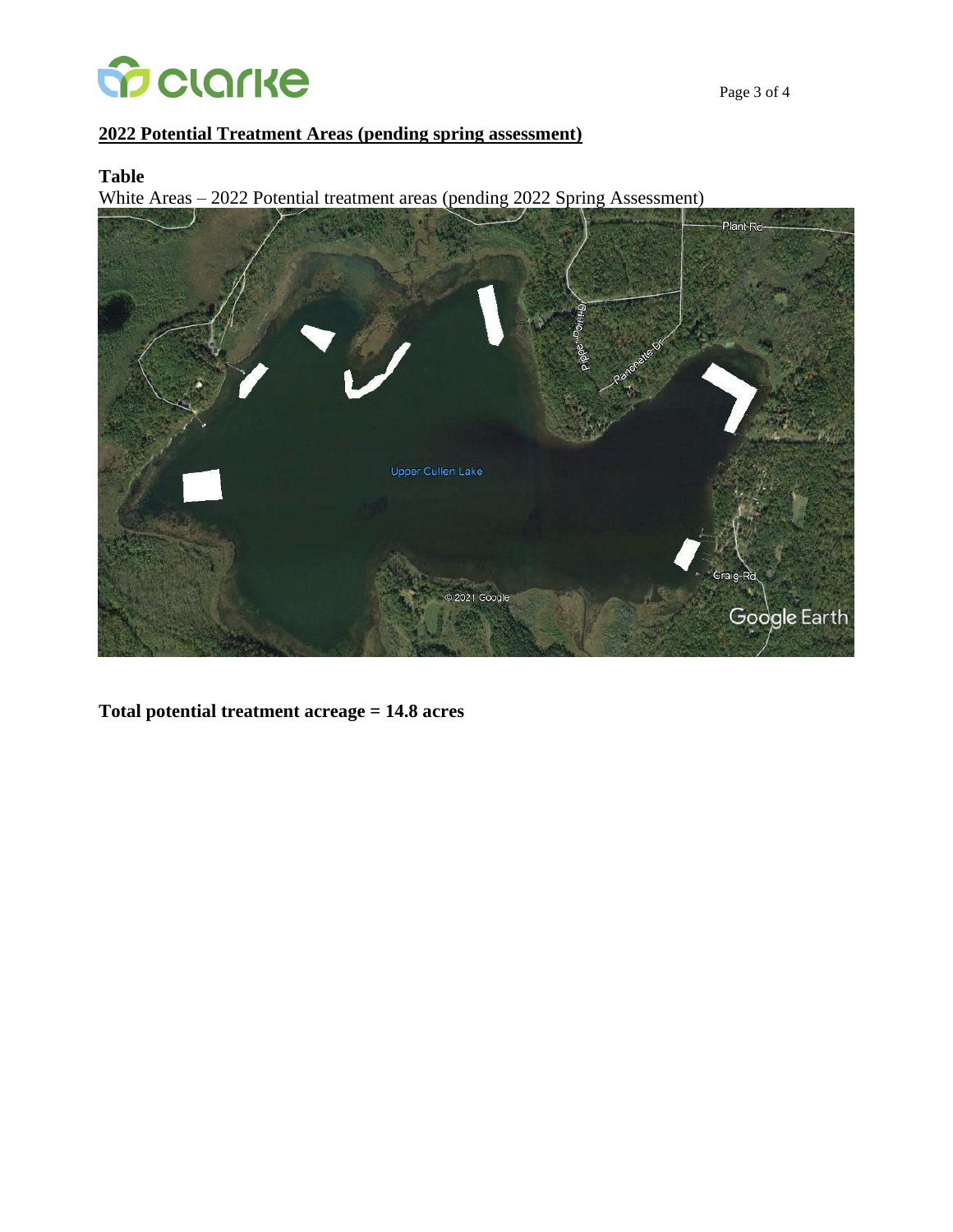## 2022 Potential Treatment Areas (pending spring assessment)

**Table**

White Areas – 2022 Potential treatment areas (pending 2022 Spring Assessment)

**Total potential treatment acreage = 14.8 acres**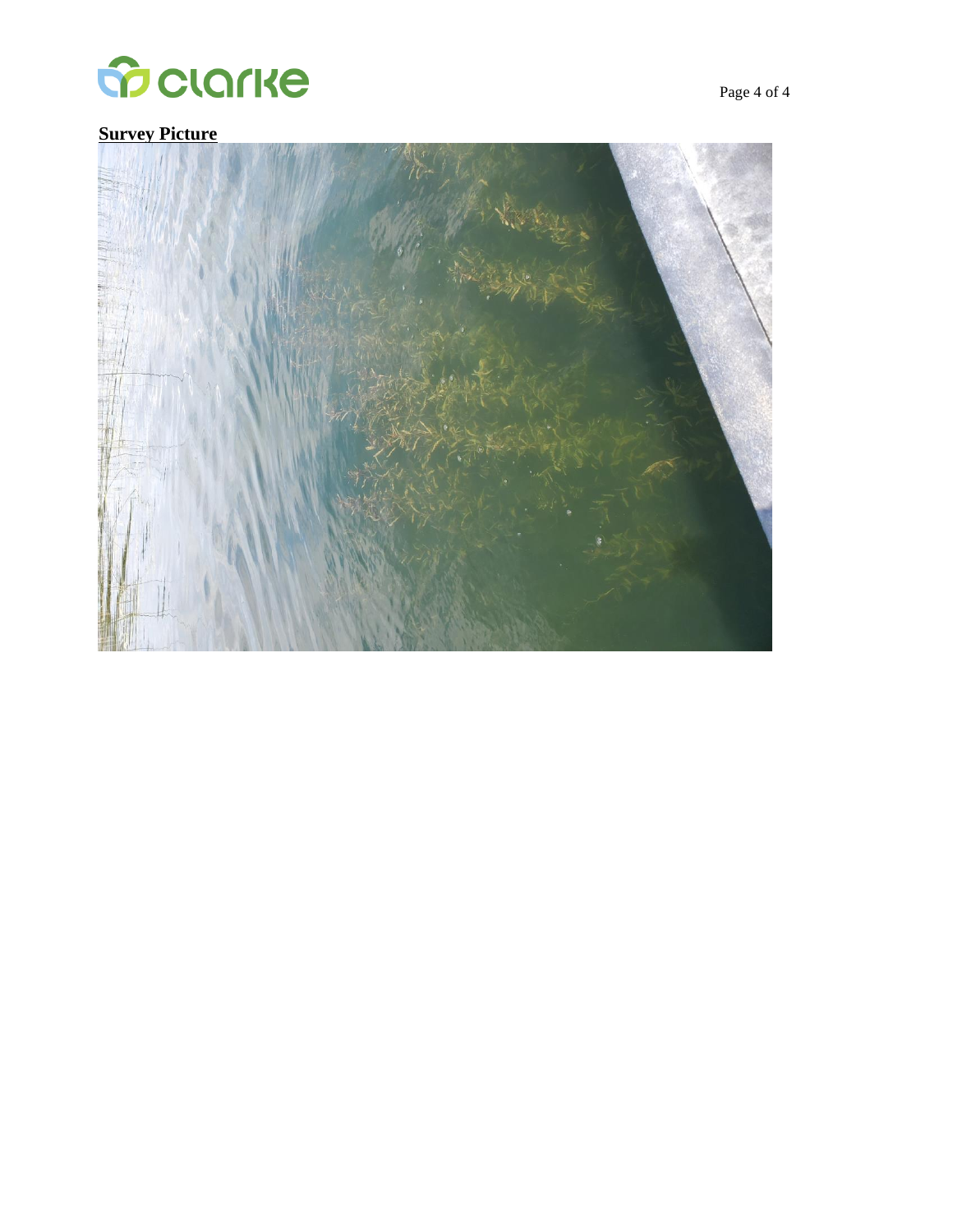**Survey Picture**